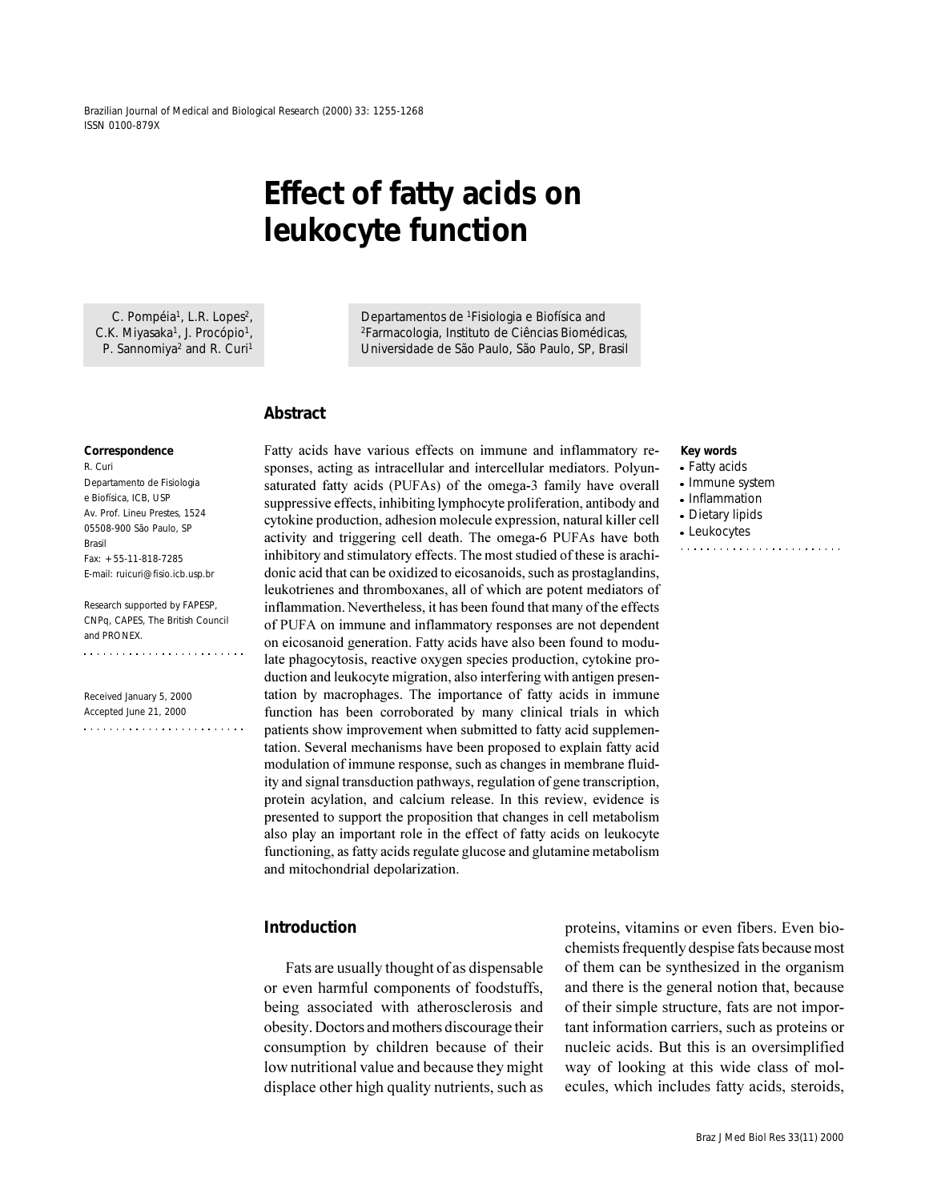Brazilian Journal of Medical and Biological Research (2000) 33: 1255-1268
ISSN 0100-879X

# Effect of fatty acids on leukocyte function

C. Pompéia[1], L.R. Lopes[2], C.K. Miyasaka[1], J. Procópio[1], P. Sannomiya[2] and R. Curi[1]

Departamentos de [1]Fisiologia e Biofísica and [2]Farmacologia, Instituto de Ciências Biomédicas, Universidade de São Paulo, São Paulo, SP, Brasil

**Correspondence**
R. Curi
Departamento de Fisiologia
e Biofísica, ICB, USP
Av. Prof. Lineu Prestes, 1524
05508-900 São Paulo, SP
Brasil
Fax: +55-11-818-7285
E-mail: ruicuri@fisio.icb.usp.br

Research supported by FAPESP, CNPq, CAPES, The British Council and PRONEX.

Received January 5, 2000
Accepted June 21, 2000

## Abstract

Fatty acids have various effects on immune and inflammatory responses, acting as intracellular and intercellular mediators. Polyunsaturated fatty acids (PUFAs) of the omega-3 family have overall suppressive effects, inhibiting lymphocyte proliferation, antibody and cytokine production, adhesion molecule expression, natural killer cell activity and triggering cell death. The omega-6 PUFAs have both inhibitory and stimulatory effects. The most studied of these is arachidonic acid that can be oxidized to eicosanoids, such as prostaglandins, leukotrienes and thromboxanes, all of which are potent mediators of inflammation. Nevertheless, it has been found that many of the effects of PUFA on immune and inflammatory responses are not dependent on eicosanoid generation. Fatty acids have also been found to modulate phagocytosis, reactive oxygen species production, cytokine production and leukocyte migration, also interfering with antigen presentation by macrophages. The importance of fatty acids in immune function has been corroborated by many clinical trials in which patients show improvement when submitted to fatty acid supplementation. Several mechanisms have been proposed to explain fatty acid modulation of immune response, such as changes in membrane fluidity and signal transduction pathways, regulation of gene transcription, protein acylation, and calcium release. In this review, evidence is presented to support the proposition that changes in cell metabolism also play an important role in the effect of fatty acids on leukocyte functioning, as fatty acids regulate glucose and glutamine metabolism and mitochondrial depolarization.

**Key words**
- Fatty acids
- Immune system
- Inflammation
- Dietary lipids
- Leukocytes

## Introduction

Fats are usually thought of as dispensable or even harmful components of foodstuffs, being associated with atherosclerosis and obesity. Doctors and mothers discourage their consumption by children because of their low nutritional value and because they might displace other high quality nutrients, such as proteins, vitamins or even fibers. Even biochemists frequently despise fats because most of them can be synthesized in the organism and there is the general notion that, because of their simple structure, fats are not important information carriers, such as proteins or nucleic acids. But this is an oversimplified way of looking at this wide class of molecules, which includes fatty acids, steroids,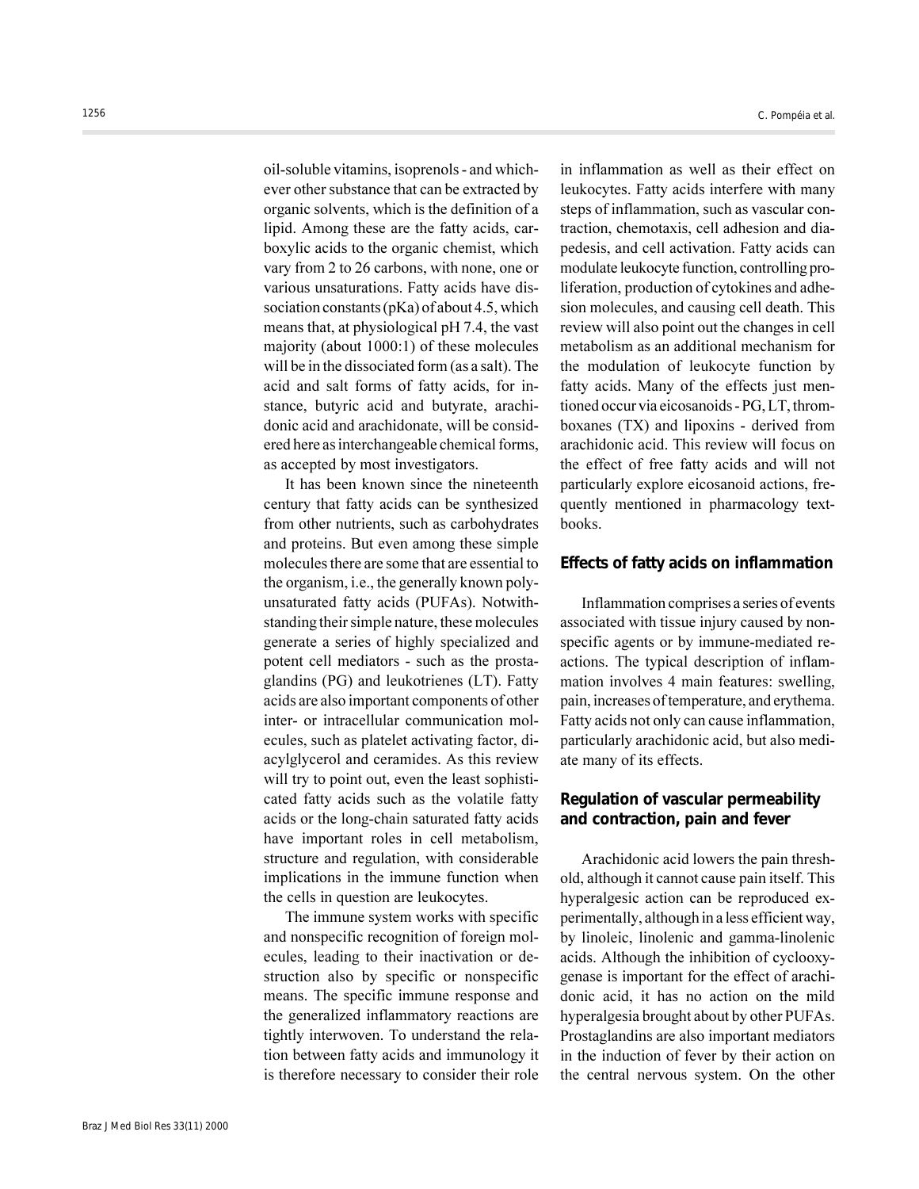oil-soluble vitamins, isoprenols - and whichever other substance that can be extracted by organic solvents, which is the definition of a lipid. Among these are the fatty acids, carboxylic acids to the organic chemist, which vary from 2 to 26 carbons, with none, one or various unsaturations. Fatty acids have dissociation constants (pKa) of about 4.5, which means that, at physiological pH 7.4, the vast majority (about 1000:1) of these molecules will be in the dissociated form (as a salt). The acid and salt forms of fatty acids, for instance, butyric acid and butyrate, arachidonic acid and arachidonate, will be considered here as interchangeable chemical forms, as accepted by most investigators.

It has been known since the nineteenth century that fatty acids can be synthesized from other nutrients, such as carbohydrates and proteins. But even among these simple molecules there are some that are essential to the organism, i.e., the generally known polyunsaturated fatty acids (PUFAs). Notwithstanding their simple nature, these molecules generate a series of highly specialized and potent cell mediators - such as the prostaglandins (PG) and leukotrienes (LT). Fatty acids are also important components of other inter- or intracellular communication molecules, such as platelet activating factor, diacylglycerol and ceramides. As this review will try to point out, even the least sophisticated fatty acids such as the volatile fatty acids or the long-chain saturated fatty acids have important roles in cell metabolism, structure and regulation, with considerable implications in the immune function when the cells in question are leukocytes.

The immune system works with specific and nonspecific recognition of foreign molecules, leading to their inactivation or destruction also by specific or nonspecific means. The specific immune response and the generalized inflammatory reactions are tightly interwoven. To understand the relation between fatty acids and immunology it is therefore necessary to consider their role in inflammation as well as their effect on leukocytes. Fatty acids interfere with many steps of inflammation, such as vascular contraction, chemotaxis, cell adhesion and diapedesis, and cell activation. Fatty acids can modulate leukocyte function, controlling proliferation, production of cytokines and adhesion molecules, and causing cell death. This review will also point out the changes in cell metabolism as an additional mechanism for the modulation of leukocyte function by fatty acids. Many of the effects just mentioned occur via eicosanoids - PG, LT, thromboxanes (TX) and lipoxins - derived from arachidonic acid. This review will focus on the effect of free fatty acids and will not particularly explore eicosanoid actions, frequently mentioned in pharmacology textbooks.

## Effects of fatty acids on inflammation

Inflammation comprises a series of events associated with tissue injury caused by nonspecific agents or by immune-mediated reactions. The typical description of inflammation involves 4 main features: swelling, pain, increases of temperature, and erythema. Fatty acids not only can cause inflammation, particularly arachidonic acid, but also mediate many of its effects.

## Regulation of vascular permeability and contraction, pain and fever

Arachidonic acid lowers the pain threshold, although it cannot cause pain itself. This hyperalgesic action can be reproduced experimentally, although in a less efficient way, by linoleic, linolenic and gamma-linolenic acids. Although the inhibition of cyclooxygenase is important for the effect of arachidonic acid, it has no action on the mild hyperalgesia brought about by other PUFAs. Prostaglandins are also important mediators in the induction of fever by their action on the central nervous system. On the other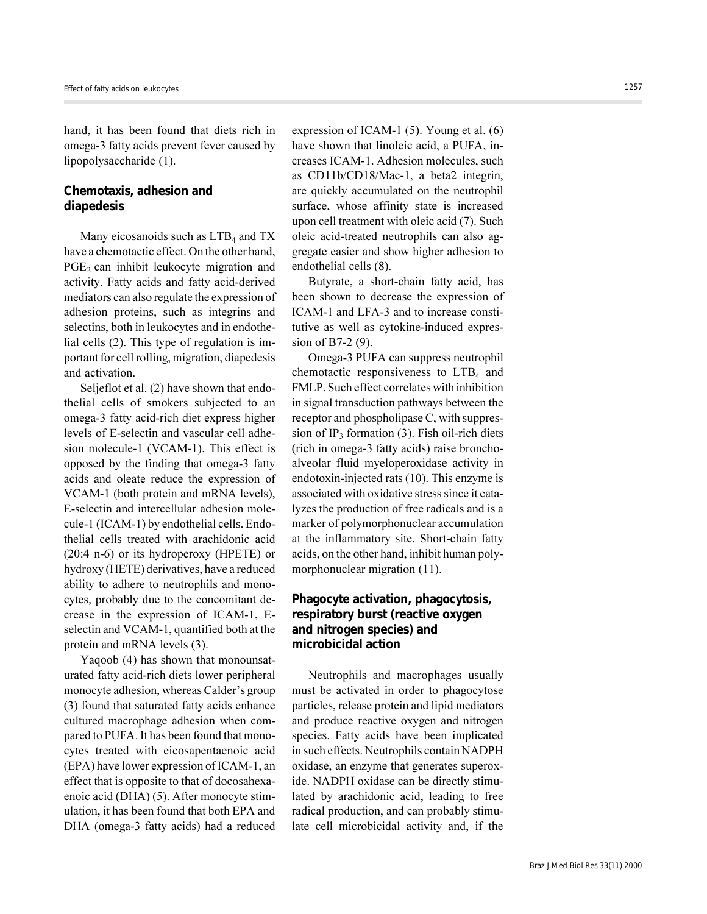hand, it has been found that diets rich in omega-3 fatty acids prevent fever caused by lipopolysaccharide (1).

## Chemotaxis, adhesion and diapedesis

Many eicosanoids such as $LTB_4$ and TX have a chemotactic effect. On the other hand, $PGE_2$ can inhibit leukocyte migration and activity. Fatty acids and fatty acid-derived mediators can also regulate the expression of adhesion proteins, such as integrins and selectins, both in leukocytes and in endothelial cells (2). This type of regulation is important for cell rolling, migration, diapedesis and activation.

Seljeflot et al. (2) have shown that endothelial cells of smokers subjected to an omega-3 fatty acid-rich diet express higher levels of E-selectin and vascular cell adhesion molecule-1 (VCAM-1). This effect is opposed by the finding that omega-3 fatty acids and oleate reduce the expression of VCAM-1 (both protein and mRNA levels), E-selectin and intercellular adhesion molecule-1 (ICAM-1) by endothelial cells. Endothelial cells treated with arachidonic acid (20:4 n-6) or its hydroperoxy (HPETE) or hydroxy (HETE) derivatives, have a reduced ability to adhere to neutrophils and monocytes, probably due to the concomitant decrease in the expression of ICAM-1, E-selectin and VCAM-1, quantified both at the protein and mRNA levels (3).

Yaqoob (4) has shown that monounsaturated fatty acid-rich diets lower peripheral monocyte adhesion, whereas Calder's group (3) found that saturated fatty acids enhance cultured macrophage adhesion when compared to PUFA. It has been found that monocytes treated with eicosapentaenoic acid (EPA) have lower expression of ICAM-1, an effect that is opposite to that of docosahexaenoic acid (DHA) (5). After monocyte stimulation, it has been found that both EPA and DHA (omega-3 fatty acids) had a reduced expression of ICAM-1 (5). Young et al. (6) have shown that linoleic acid, a PUFA, increases ICAM-1. Adhesion molecules, such as CD11b/CD18/Mac-1, a beta2 integrin, are quickly accumulated on the neutrophil surface, whose affinity state is increased upon cell treatment with oleic acid (7). Such oleic acid-treated neutrophils can also aggregate easier and show higher adhesion to endothelial cells (8).

Butyrate, a short-chain fatty acid, has been shown to decrease the expression of ICAM-1 and LFA-3 and to increase constitutive as well as cytokine-induced expression of B7-2 (9).

Omega-3 PUFA can suppress neutrophil chemotactic responsiveness to $LTB_4$ and FMLP. Such effect correlates with inhibition in signal transduction pathways between the receptor and phospholipase C, with suppression of $IP_3$ formation (3). Fish oil-rich diets (rich in omega-3 fatty acids) raise bronchoalveolar fluid myeloperoxidase activity in endotoxin-injected rats (10). This enzyme is associated with oxidative stress since it catalyzes the production of free radicals and is a marker of polymorphonuclear accumulation at the inflammatory site. Short-chain fatty acids, on the other hand, inhibit human polymorphonuclear migration (11).

## Phagocyte activation, phagocytosis, respiratory burst (reactive oxygen and nitrogen species) and microbicidal action

Neutrophils and macrophages usually must be activated in order to phagocytose particles, release protein and lipid mediators and produce reactive oxygen and nitrogen species. Fatty acids have been implicated in such effects. Neutrophils contain NADPH oxidase, an enzyme that generates superoxide. NADPH oxidase can be directly stimulated by arachidonic acid, leading to free radical production, and can probably stimulate cell microbicidal activity and, if the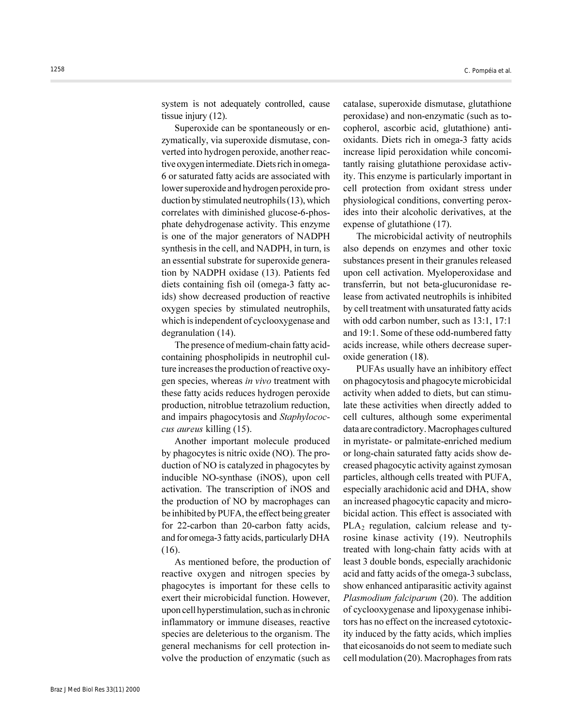system is not adequately controlled, cause tissue injury (12).

Superoxide can be spontaneously or enzymatically, via superoxide dismutase, converted into hydrogen peroxide, another reactive oxygen intermediate. Diets rich in omega-6 or saturated fatty acids are associated with lower superoxide and hydrogen peroxide production by stimulated neutrophils (13), which correlates with diminished glucose-6-phosphate dehydrogenase activity. This enzyme is one of the major generators of NADPH synthesis in the cell, and NADPH, in turn, is an essential substrate for superoxide generation by NADPH oxidase (13). Patients fed diets containing fish oil (omega-3 fatty acids) show decreased production of reactive oxygen species by stimulated neutrophils, which is independent of cyclooxygenase and degranulation (14).

The presence of medium-chain fatty acid-containing phospholipids in neutrophil culture increases the production of reactive oxygen species, whereas *in vivo* treatment with these fatty acids reduces hydrogen peroxide production, nitroblue tetrazolium reduction, and impairs phagocytosis and *Staphylococcus aureus* killing (15).

Another important molecule produced by phagocytes is nitric oxide (NO). The production of NO is catalyzed in phagocytes by inducible NO-synthase (iNOS), upon cell activation. The transcription of iNOS and the production of NO by macrophages can be inhibited by PUFA, the effect being greater for 22-carbon than 20-carbon fatty acids, and for omega-3 fatty acids, particularly DHA (16).

As mentioned before, the production of reactive oxygen and nitrogen species by phagocytes is important for these cells to exert their microbicidal function. However, upon cell hyperstimulation, such as in chronic inflammatory or immune diseases, reactive species are deleterious to the organism. The general mechanisms for cell protection involve the production of enzymatic (such as catalase, superoxide dismutase, glutathione peroxidase) and non-enzymatic (such as tocopherol, ascorbic acid, glutathione) antioxidants. Diets rich in omega-3 fatty acids increase lipid peroxidation while concomitantly raising glutathione peroxidase activity. This enzyme is particularly important in cell protection from oxidant stress under physiological conditions, converting peroxides into their alcoholic derivatives, at the expense of glutathione (17).

The microbicidal activity of neutrophils also depends on enzymes and other toxic substances present in their granules released upon cell activation. Myeloperoxidase and transferrin, but not beta-glucuronidase release from activated neutrophils is inhibited by cell treatment with unsaturated fatty acids with odd carbon number, such as 13:1, 17:1 and 19:1. Some of these odd-numbered fatty acids increase, while others decrease superoxide generation (18).

PUFAs usually have an inhibitory effect on phagocytosis and phagocyte microbicidal activity when added to diets, but can stimulate these activities when directly added to cell cultures, although some experimental data are contradictory. Macrophages cultured in myristate- or palmitate-enriched medium or long-chain saturated fatty acids show decreased phagocytic activity against zymosan particles, although cells treated with PUFA, especially arachidonic acid and DHA, show an increased phagocytic capacity and microbicidal action. This effect is associated with $PLA_2$ regulation, calcium release and tyrosine kinase activity (19). Neutrophils treated with long-chain fatty acids with at least 3 double bonds, especially arachidonic acid and fatty acids of the omega-3 subclass, show enhanced antiparasitic activity against *Plasmodium falciparum* (20). The addition of cyclooxygenase and lipoxygenase inhibitors has no effect on the increased cytotoxicity induced by the fatty acids, which implies that eicosanoids do not seem to mediate such cell modulation (20). Macrophages from rats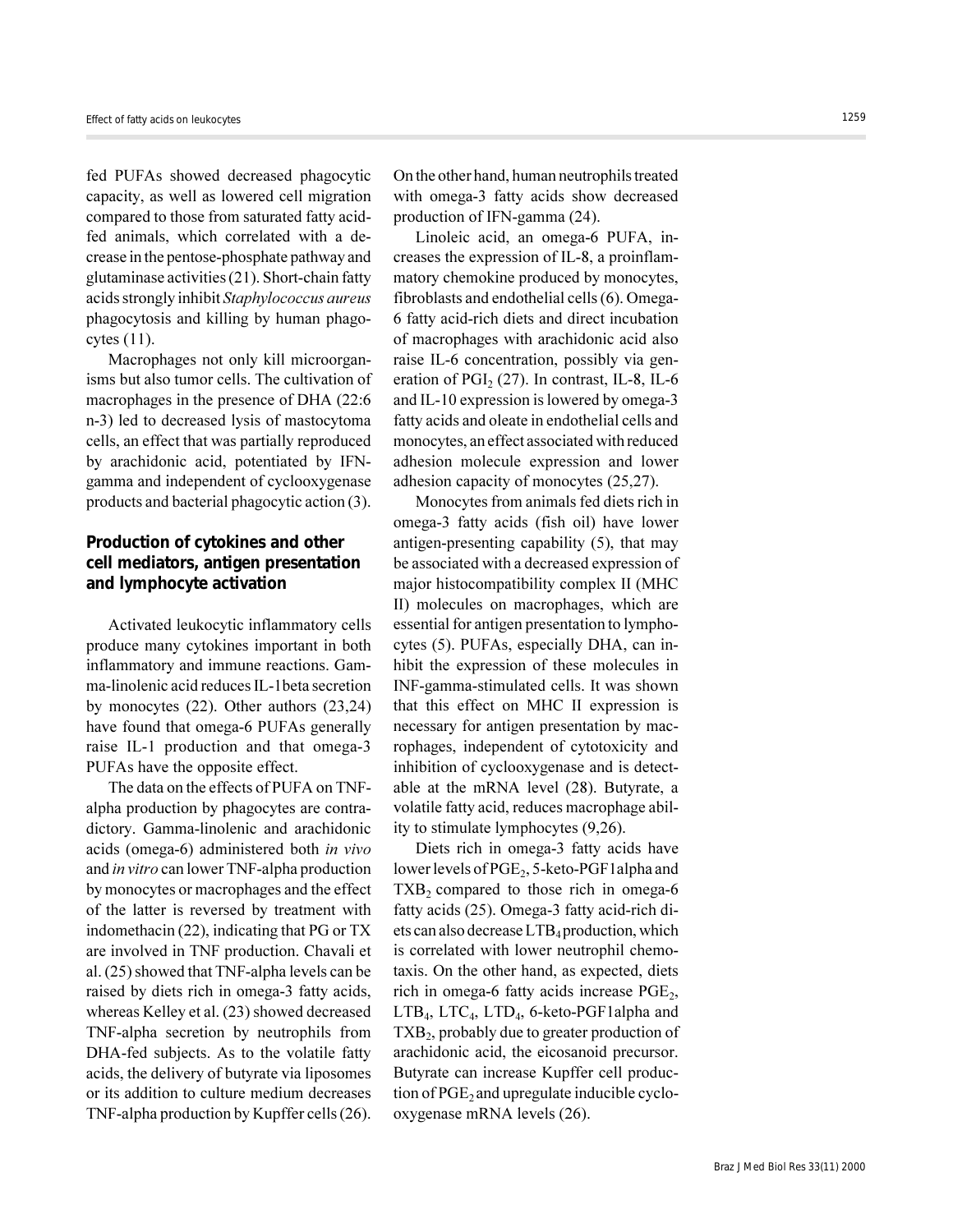fed PUFAs showed decreased phagocytic capacity, as well as lowered cell migration compared to those from saturated fatty acid-fed animals, which correlated with a decrease in the pentose-phosphate pathway and glutaminase activities (21). Short-chain fatty acids strongly inhibit *Staphylococcus aureus* phagocytosis and killing by human phagocytes (11).

Macrophages not only kill microorganisms but also tumor cells. The cultivation of macrophages in the presence of DHA (22:6 n-3) led to decreased lysis of mastocytoma cells, an effect that was partially reproduced by arachidonic acid, potentiated by IFN-gamma and independent of cyclooxygenase products and bacterial phagocytic action (3).

## Production of cytokines and other cell mediators, antigen presentation and lymphocyte activation

Activated leukocytic inflammatory cells produce many cytokines important in both inflammatory and immune reactions. Gamma-linolenic acid reduces IL-1beta secretion by monocytes (22). Other authors (23,24) have found that omega-6 PUFAs generally raise IL-1 production and that omega-3 PUFAs have the opposite effect.

The data on the effects of PUFA on TNF-alpha production by phagocytes are contradictory. Gamma-linolenic and arachidonic acids (omega-6) administered both *in vivo* and *in vitro* can lower TNF-alpha production by monocytes or macrophages and the effect of the latter is reversed by treatment with indomethacin (22), indicating that PG or TX are involved in TNF production. Chavali et al. (25) showed that TNF-alpha levels can be raised by diets rich in omega-3 fatty acids, whereas Kelley et al. (23) showed decreased TNF-alpha secretion by neutrophils from DHA-fed subjects. As to the volatile fatty acids, the delivery of butyrate via liposomes or its addition to culture medium decreases TNF-alpha production by Kupffer cells (26). On the other hand, human neutrophils treated with omega-3 fatty acids show decreased production of IFN-gamma (24).

Linoleic acid, an omega-6 PUFA, increases the expression of IL-8, a proinflammatory chemokine produced by monocytes, fibroblasts and endothelial cells (6). Omega-6 fatty acid-rich diets and direct incubation of macrophages with arachidonic acid also raise IL-6 concentration, possibly via generation of $PGI_2$ (27). In contrast, IL-8, IL-6 and IL-10 expression is lowered by omega-3 fatty acids and oleate in endothelial cells and monocytes, an effect associated with reduced adhesion molecule expression and lower adhesion capacity of monocytes (25,27).

Monocytes from animals fed diets rich in omega-3 fatty acids (fish oil) have lower antigen-presenting capability (5), that may be associated with a decreased expression of major histocompatibility complex II (MHC II) molecules on macrophages, which are essential for antigen presentation to lymphocytes (5). PUFAs, especially DHA, can inhibit the expression of these molecules in INF-gamma-stimulated cells. It was shown that this effect on MHC II expression is necessary for antigen presentation by macrophages, independent of cytotoxicity and inhibition of cyclooxygenase and is detectable at the mRNA level (28). Butyrate, a volatile fatty acid, reduces macrophage ability to stimulate lymphocytes (9,26).

Diets rich in omega-3 fatty acids have lower levels of $PGE_2$, 5-keto-PGF1alpha and $TXB_2$ compared to those rich in omega-6 fatty acids (25). Omega-3 fatty acid-rich diets can also decrease $LTB_4$ production, which is correlated with lower neutrophil chemotaxis. On the other hand, as expected, diets rich in omega-6 fatty acids increase $PGE_2$, $LTB_4$, $LTC_4$, $LTD_4$, 6-keto-PGF1alpha and $TXB_2$, probably due to greater production of arachidonic acid, the eicosanoid precursor. Butyrate can increase Kupffer cell production of $PGE_2$ and upregulate inducible cyclooxygenase mRNA levels (26).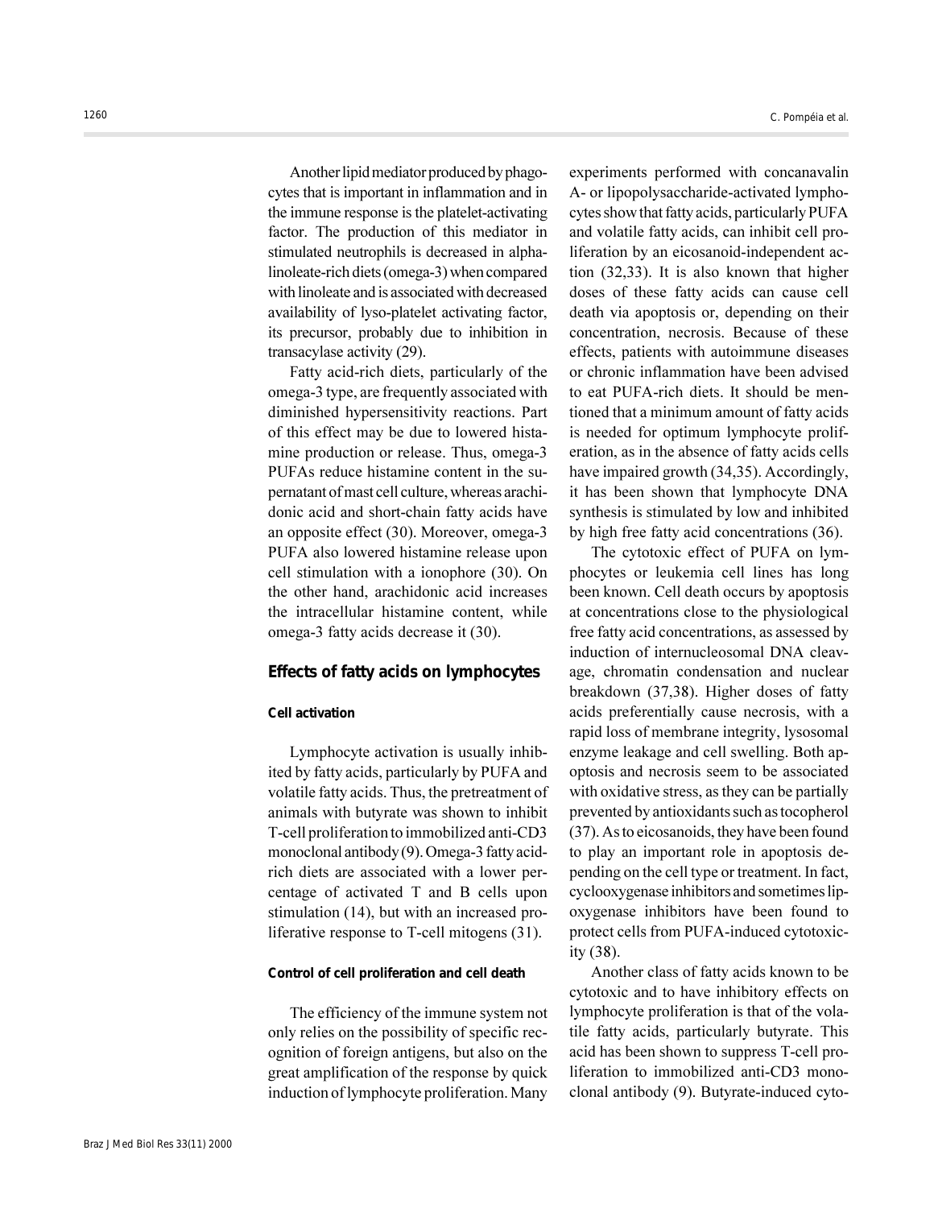Another lipid mediator produced by phagocytes that is important in inflammation and in the immune response is the platelet-activating factor. The production of this mediator in stimulated neutrophils is decreased in alpha-linoleate-rich diets (omega-3) when compared with linoleate and is associated with decreased availability of lyso-platelet activating factor, its precursor, probably due to inhibition in transacylase activity (29).

Fatty acid-rich diets, particularly of the omega-3 type, are frequently associated with diminished hypersensitivity reactions. Part of this effect may be due to lowered histamine production or release. Thus, omega-3 PUFAs reduce histamine content in the supernatant of mast cell culture, whereas arachidonic acid and short-chain fatty acids have an opposite effect (30). Moreover, omega-3 PUFA also lowered histamine release upon cell stimulation with a ionophore (30). On the other hand, arachidonic acid increases the intracellular histamine content, while omega-3 fatty acids decrease it (30).

## Effects of fatty acids on lymphocytes

### Cell activation

Lymphocyte activation is usually inhibited by fatty acids, particularly by PUFA and volatile fatty acids. Thus, the pretreatment of animals with butyrate was shown to inhibit T-cell proliferation to immobilized anti-CD3 monoclonal antibody (9). Omega-3 fatty acid-rich diets are associated with a lower percentage of activated T and B cells upon stimulation (14), but with an increased proliferative response to T-cell mitogens (31).

### Control of cell proliferation and cell death

The efficiency of the immune system not only relies on the possibility of specific recognition of foreign antigens, but also on the great amplification of the response by quick induction of lymphocyte proliferation. Many experiments performed with concanavalin A- or lipopolysaccharide-activated lymphocytes show that fatty acids, particularly PUFA and volatile fatty acids, can inhibit cell proliferation by an eicosanoid-independent action (32,33). It is also known that higher doses of these fatty acids can cause cell death via apoptosis or, depending on their concentration, necrosis. Because of these effects, patients with autoimmune diseases or chronic inflammation have been advised to eat PUFA-rich diets. It should be mentioned that a minimum amount of fatty acids is needed for optimum lymphocyte proliferation, as in the absence of fatty acids cells have impaired growth (34,35). Accordingly, it has been shown that lymphocyte DNA synthesis is stimulated by low and inhibited by high free fatty acid concentrations (36).

The cytotoxic effect of PUFA on lymphocytes or leukemia cell lines has long been known. Cell death occurs by apoptosis at concentrations close to the physiological free fatty acid concentrations, as assessed by induction of internucleosomal DNA cleavage, chromatin condensation and nuclear breakdown (37,38). Higher doses of fatty acids preferentially cause necrosis, with a rapid loss of membrane integrity, lysosomal enzyme leakage and cell swelling. Both apoptosis and necrosis seem to be associated with oxidative stress, as they can be partially prevented by antioxidants such as tocopherol (37). As to eicosanoids, they have been found to play an important role in apoptosis depending on the cell type or treatment. In fact, cyclooxygenase inhibitors and sometimes lipoxygenase inhibitors have been found to protect cells from PUFA-induced cytotoxicity (38).

Another class of fatty acids known to be cytotoxic and to have inhibitory effects on lymphocyte proliferation is that of the volatile fatty acids, particularly butyrate. This acid has been shown to suppress T-cell proliferation to immobilized anti-CD3 monoclonal antibody (9). Butyrate-induced cyto-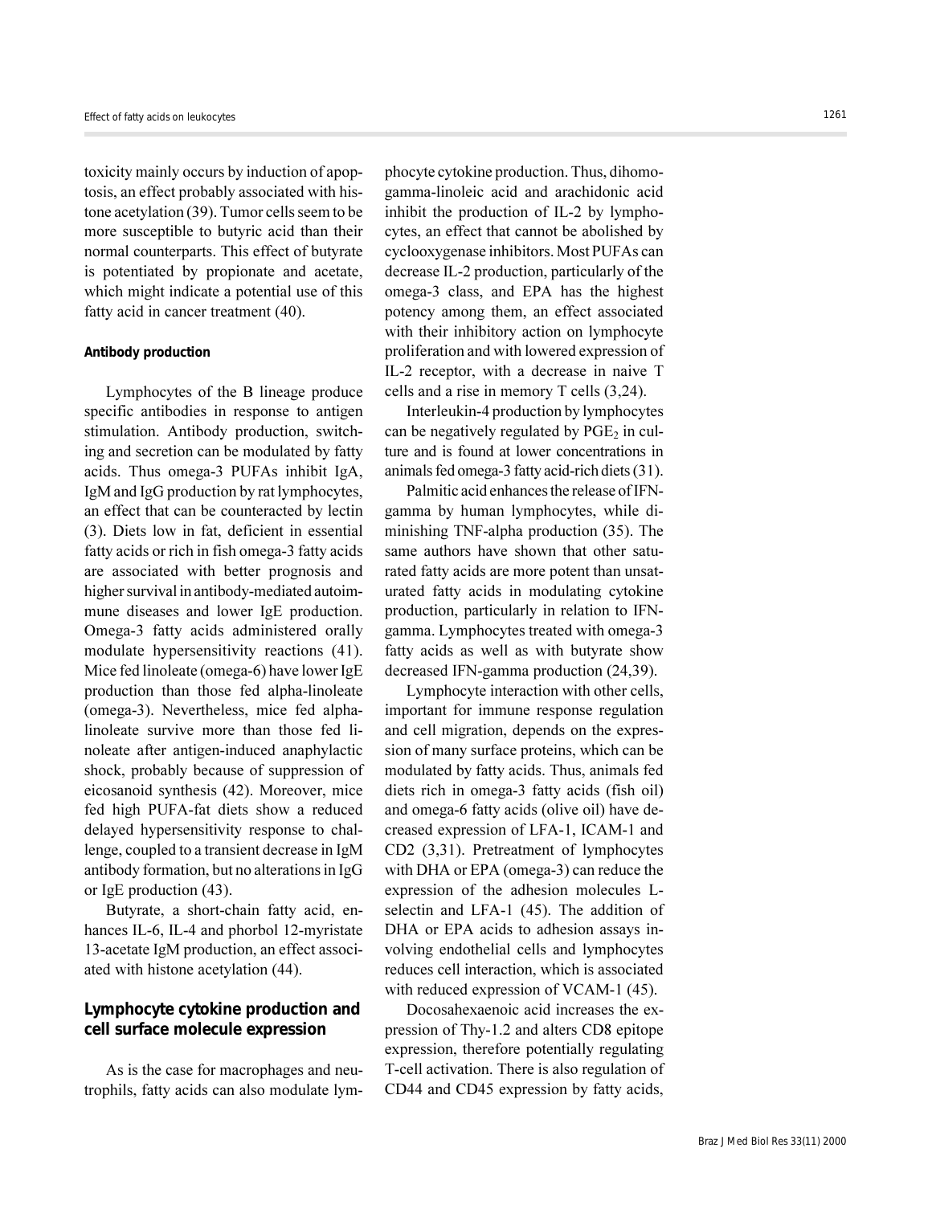toxicity mainly occurs by induction of apoptosis, an effect probably associated with histone acetylation (39). Tumor cells seem to be more susceptible to butyric acid than their normal counterparts. This effect of butyrate is potentiated by propionate and acetate, which might indicate a potential use of this fatty acid in cancer treatment (40).

#### Antibody production

Lymphocytes of the B lineage produce specific antibodies in response to antigen stimulation. Antibody production, switching and secretion can be modulated by fatty acids. Thus omega-3 PUFAs inhibit IgA, IgM and IgG production by rat lymphocytes, an effect that can be counteracted by lectin (3). Diets low in fat, deficient in essential fatty acids or rich in fish omega-3 fatty acids are associated with better prognosis and higher survival in antibody-mediated autoimmune diseases and lower IgE production. Omega-3 fatty acids administered orally modulate hypersensitivity reactions (41). Mice fed linoleate (omega-6) have lower IgE production than those fed alpha-linoleate (omega-3). Nevertheless, mice fed alpha-linoleate survive more than those fed linoleate after antigen-induced anaphylactic shock, probably because of suppression of eicosanoid synthesis (42). Moreover, mice fed high PUFA-fat diets show a reduced delayed hypersensitivity response to challenge, coupled to a transient decrease in IgM antibody formation, but no alterations in IgG or IgE production (43).

Butyrate, a short-chain fatty acid, enhances IL-6, IL-4 and phorbol 12-myristate 13-acetate IgM production, an effect associated with histone acetylation (44).

### Lymphocyte cytokine production and cell surface molecule expression

As is the case for macrophages and neutrophils, fatty acids can also modulate lymphocyte cytokine production. Thus, dihomo-gamma-linoleic acid and arachidonic acid inhibit the production of IL-2 by lymphocytes, an effect that cannot be abolished by cyclooxygenase inhibitors. Most PUFAs can decrease IL-2 production, particularly of the omega-3 class, and EPA has the highest potency among them, an effect associated with their inhibitory action on lymphocyte proliferation and with lowered expression of IL-2 receptor, with a decrease in naive T cells and a rise in memory T cells (3,24).

Interleukin-4 production by lymphocytes can be negatively regulated by $PGE_2$ in culture and is found at lower concentrations in animals fed omega-3 fatty acid-rich diets (31).

Palmitic acid enhances the release of IFN-gamma by human lymphocytes, while diminishing TNF-alpha production (35). The same authors have shown that other saturated fatty acids are more potent than unsaturated fatty acids in modulating cytokine production, particularly in relation to IFN-gamma. Lymphocytes treated with omega-3 fatty acids as well as with butyrate show decreased IFN-gamma production (24,39).

Lymphocyte interaction with other cells, important for immune response regulation and cell migration, depends on the expression of many surface proteins, which can be modulated by fatty acids. Thus, animals fed diets rich in omega-3 fatty acids (fish oil) and omega-6 fatty acids (olive oil) have decreased expression of LFA-1, ICAM-1 and CD2 (3,31). Pretreatment of lymphocytes with DHA or EPA (omega-3) can reduce the expression of the adhesion molecules L-selectin and LFA-1 (45). The addition of DHA or EPA acids to adhesion assays involving endothelial cells and lymphocytes reduces cell interaction, which is associated with reduced expression of VCAM-1 (45).

Docosahexaenoic acid increases the expression of Thy-1.2 and alters CD8 epitope expression, therefore potentially regulating T-cell activation. There is also regulation of CD44 and CD45 expression by fatty acids,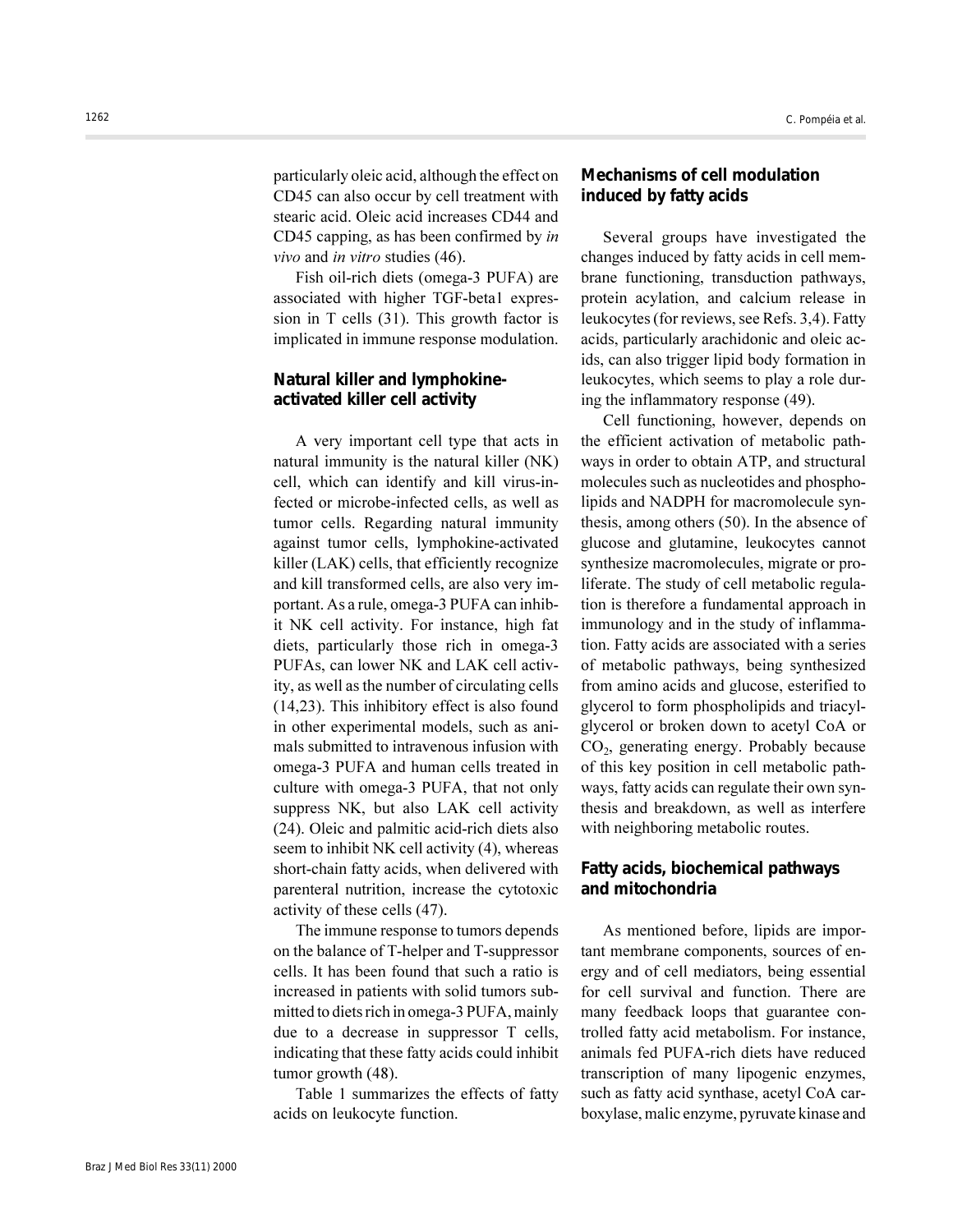particularly oleic acid, although the effect on CD45 can also occur by cell treatment with stearic acid. Oleic acid increases CD44 and CD45 capping, as has been confirmed by *in vivo* and *in vitro* studies (46).

Fish oil-rich diets (omega-3 PUFA) are associated with higher TGF-beta1 expression in T cells (31). This growth factor is implicated in immune response modulation.

## Natural killer and lymphokine-activated killer cell activity

A very important cell type that acts in natural immunity is the natural killer (NK) cell, which can identify and kill virus-infected or microbe-infected cells, as well as tumor cells. Regarding natural immunity against tumor cells, lymphokine-activated killer (LAK) cells, that efficiently recognize and kill transformed cells, are also very important. As a rule, omega-3 PUFA can inhibit NK cell activity. For instance, high fat diets, particularly those rich in omega-3 PUFAs, can lower NK and LAK cell activity, as well as the number of circulating cells (14,23). This inhibitory effect is also found in other experimental models, such as animals submitted to intravenous infusion with omega-3 PUFA and human cells treated in culture with omega-3 PUFA, that not only suppress NK, but also LAK cell activity (24). Oleic and palmitic acid-rich diets also seem to inhibit NK cell activity (4), whereas short-chain fatty acids, when delivered with parenteral nutrition, increase the cytotoxic activity of these cells (47).

The immune response to tumors depends on the balance of T-helper and T-suppressor cells. It has been found that such a ratio is increased in patients with solid tumors submitted to diets rich in omega-3 PUFA, mainly due to a decrease in suppressor T cells, indicating that these fatty acids could inhibit tumor growth (48).

Table 1 summarizes the effects of fatty acids on leukocyte function.

## Mechanisms of cell modulation induced by fatty acids

Several groups have investigated the changes induced by fatty acids in cell membrane functioning, transduction pathways, protein acylation, and calcium release in leukocytes (for reviews, see Refs. 3,4). Fatty acids, particularly arachidonic and oleic acids, can also trigger lipid body formation in leukocytes, which seems to play a role during the inflammatory response (49).

Cell functioning, however, depends on the efficient activation of metabolic pathways in order to obtain ATP, and structural molecules such as nucleotides and phospholipids and NADPH for macromolecule synthesis, among others (50). In the absence of glucose and glutamine, leukocytes cannot synthesize macromolecules, migrate or proliferate. The study of cell metabolic regulation is therefore a fundamental approach in immunology and in the study of inflammation. Fatty acids are associated with a series of metabolic pathways, being synthesized from amino acids and glucose, esterified to glycerol to form phospholipids and triacylglycerol or broken down to acetyl CoA or $CO_2$, generating energy. Probably because of this key position in cell metabolic pathways, fatty acids can regulate their own synthesis and breakdown, as well as interfere with neighboring metabolic routes.

## Fatty acids, biochemical pathways and mitochondria

As mentioned before, lipids are important membrane components, sources of energy and of cell mediators, being essential for cell survival and function. There are many feedback loops that guarantee controlled fatty acid metabolism. For instance, animals fed PUFA-rich diets have reduced transcription of many lipogenic enzymes, such as fatty acid synthase, acetyl CoA carboxylase, malic enzyme, pyruvate kinase and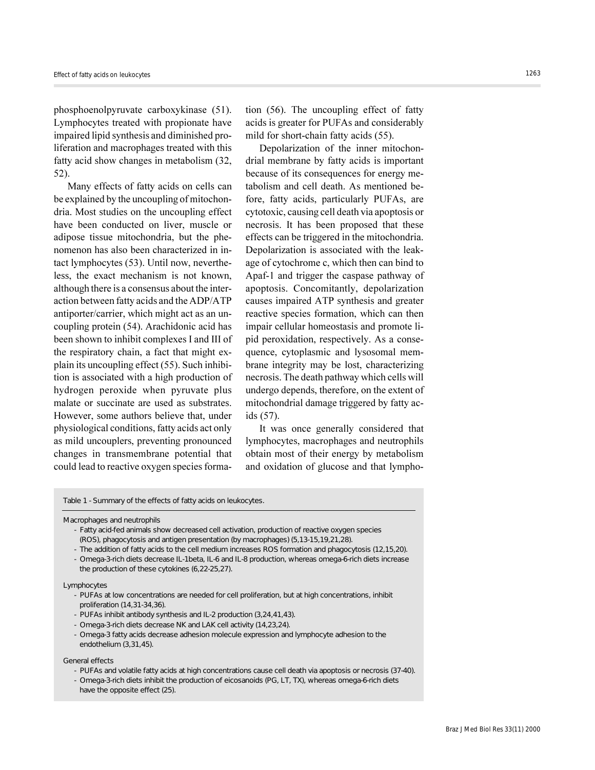phosphoenolpyruvate carboxykinase (51). Lymphocytes treated with propionate have impaired lipid synthesis and diminished proliferation and macrophages treated with this fatty acid show changes in metabolism (32, 52).

Many effects of fatty acids on cells can be explained by the uncoupling of mitochondria. Most studies on the uncoupling effect have been conducted on liver, muscle or adipose tissue mitochondria, but the phenomenon has also been characterized in intact lymphocytes (53). Until now, nevertheless, the exact mechanism is not known, although there is a consensus about the interaction between fatty acids and the ADP/ATP antiporter/carrier, which might act as an uncoupling protein (54). Arachidonic acid has been shown to inhibit complexes I and III of the respiratory chain, a fact that might explain its uncoupling effect (55). Such inhibition is associated with a high production of hydrogen peroxide when pyruvate plus malate or succinate are used as substrates. However, some authors believe that, under physiological conditions, fatty acids act only as mild uncouplers, preventing pronounced changes in transmembrane potential that could lead to reactive oxygen species formation (56). The uncoupling effect of fatty acids is greater for PUFAs and considerably mild for short-chain fatty acids (55).

Depolarization of the inner mitochondrial membrane by fatty acids is important because of its consequences for energy metabolism and cell death. As mentioned before, fatty acids, particularly PUFAs, are cytotoxic, causing cell death via apoptosis or necrosis. It has been proposed that these effects can be triggered in the mitochondria. Depolarization is associated with the leakage of cytochrome c, which then can bind to Apaf-1 and trigger the caspase pathway of apoptosis. Concomitantly, depolarization causes impaired ATP synthesis and greater reactive species formation, which can then impair cellular homeostasis and promote lipid peroxidation, respectively. As a consequence, cytoplasmic and lysosomal membrane integrity may be lost, characterizing necrosis. The death pathway which cells will undergo depends, therefore, on the extent of mitochondrial damage triggered by fatty acids (57).

It was once generally considered that lymphocytes, macrophages and neutrophils obtain most of their energy by metabolism and oxidation of glucose and that lympho-

Table 1 - Summary of the effects of fatty acids on leukocytes.

Macrophages and neutrophils

- Fatty acid-fed animals show decreased cell activation, production of reactive oxygen species (ROS), phagocytosis and antigen presentation (by macrophages) (5,13-15,19,21,28).
- The addition of fatty acids to the cell medium increases ROS formation and phagocytosis (12,15,20).
- Omega-3-rich diets decrease IL-1beta, IL-6 and IL-8 production, whereas omega-6-rich diets increase the production of these cytokines (6,22-25,27).

Lymphocytes

- PUFAs at low concentrations are needed for cell proliferation, but at high concentrations, inhibit proliferation (14,31-34,36).
- PUFAs inhibit antibody synthesis and IL-2 production (3,24,41,43).
- Omega-3-rich diets decrease NK and LAK cell activity (14,23,24).
- Omega-3 fatty acids decrease adhesion molecule expression and lymphocyte adhesion to the endothelium (3,31,45).

General effects

- PUFAs and volatile fatty acids at high concentrations cause cell death via apoptosis or necrosis (37-40).
- Omega-3-rich diets inhibit the production of eicosanoids (PG, LT, TX), whereas omega-6-rich diets have the opposite effect (25).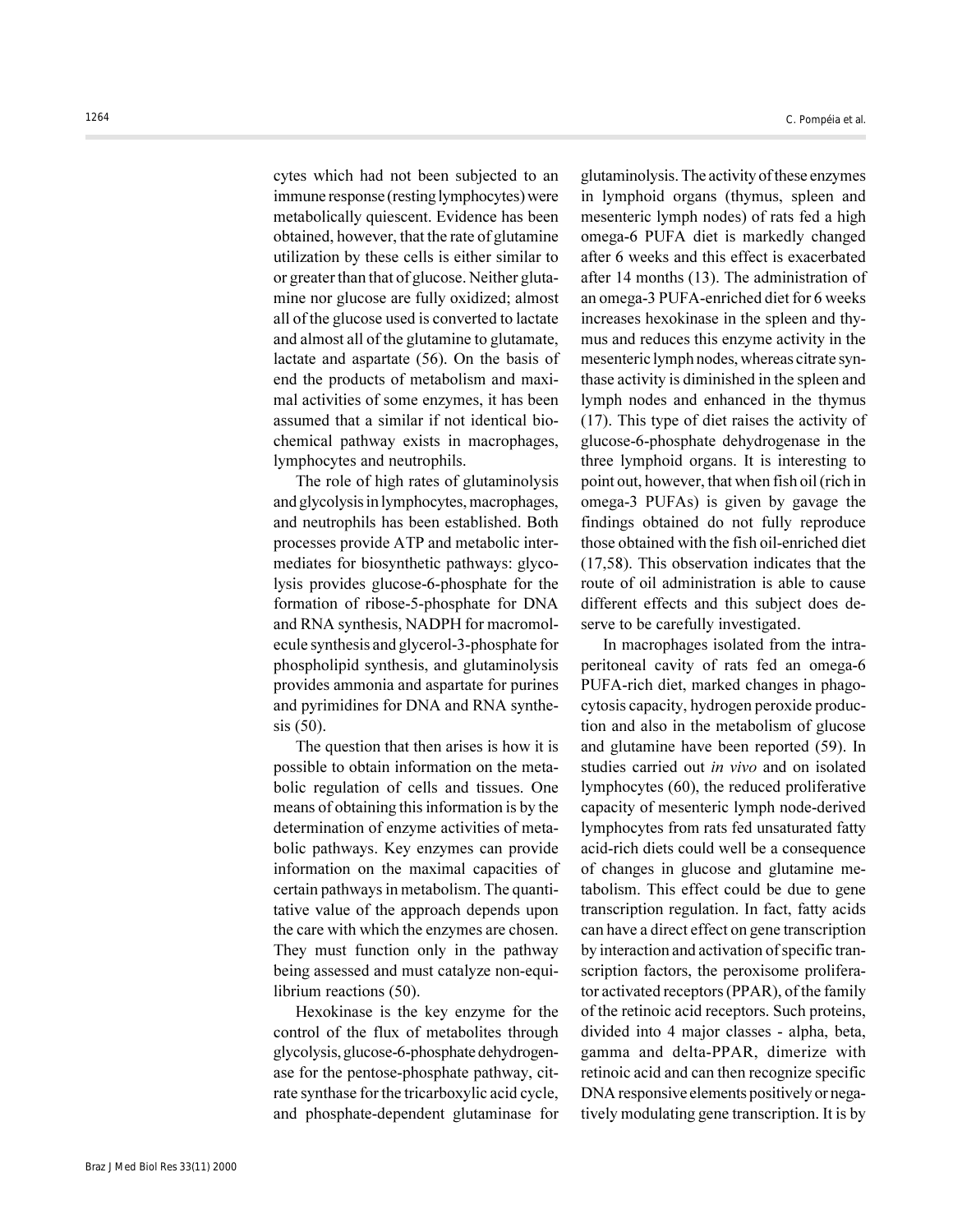cytes which had not been subjected to an immune response (resting lymphocytes) were metabolically quiescent. Evidence has been obtained, however, that the rate of glutamine utilization by these cells is either similar to or greater than that of glucose. Neither glutamine nor glucose are fully oxidized; almost all of the glucose used is converted to lactate and almost all of the glutamine to glutamate, lactate and aspartate (56). On the basis of end the products of metabolism and maximal activities of some enzymes, it has been assumed that a similar if not identical biochemical pathway exists in macrophages, lymphocytes and neutrophils.

The role of high rates of glutaminolysis and glycolysis in lymphocytes, macrophages, and neutrophils has been established. Both processes provide ATP and metabolic intermediates for biosynthetic pathways: glycolysis provides glucose-6-phosphate for the formation of ribose-5-phosphate for DNA and RNA synthesis, NADPH for macromolecule synthesis and glycerol-3-phosphate for phospholipid synthesis, and glutaminolysis provides ammonia and aspartate for purines and pyrimidines for DNA and RNA synthesis (50).

The question that then arises is how it is possible to obtain information on the metabolic regulation of cells and tissues. One means of obtaining this information is by the determination of enzyme activities of metabolic pathways. Key enzymes can provide information on the maximal capacities of certain pathways in metabolism. The quantitative value of the approach depends upon the care with which the enzymes are chosen. They must function only in the pathway being assessed and must catalyze non-equilibrium reactions (50).

Hexokinase is the key enzyme for the control of the flux of metabolites through glycolysis, glucose-6-phosphate dehydrogenase for the pentose-phosphate pathway, citrate synthase for the tricarboxylic acid cycle, and phosphate-dependent glutaminase for glutaminolysis. The activity of these enzymes in lymphoid organs (thymus, spleen and mesenteric lymph nodes) of rats fed a high omega-6 PUFA diet is markedly changed after 6 weeks and this effect is exacerbated after 14 months (13). The administration of an omega-3 PUFA-enriched diet for 6 weeks increases hexokinase in the spleen and thymus and reduces this enzyme activity in the mesenteric lymph nodes, whereas citrate synthase activity is diminished in the spleen and lymph nodes and enhanced in the thymus (17). This type of diet raises the activity of glucose-6-phosphate dehydrogenase in the three lymphoid organs. It is interesting to point out, however, that when fish oil (rich in omega-3 PUFAs) is given by gavage the findings obtained do not fully reproduce those obtained with the fish oil-enriched diet (17,58). This observation indicates that the route of oil administration is able to cause different effects and this subject does deserve to be carefully investigated.

In macrophages isolated from the intraperitoneal cavity of rats fed an omega-6 PUFA-rich diet, marked changes in phagocytosis capacity, hydrogen peroxide production and also in the metabolism of glucose and glutamine have been reported (59). In studies carried out *in vivo* and on isolated lymphocytes (60), the reduced proliferative capacity of mesenteric lymph node-derived lymphocytes from rats fed unsaturated fatty acid-rich diets could well be a consequence of changes in glucose and glutamine metabolism. This effect could be due to gene transcription regulation. In fact, fatty acids can have a direct effect on gene transcription by interaction and activation of specific transcription factors, the peroxisome proliferator activated receptors (PPAR), of the family of the retinoic acid receptors. Such proteins, divided into 4 major classes - alpha, beta, gamma and delta-PPAR, dimerize with retinoic acid and can then recognize specific DNA responsive elements positively or negatively modulating gene transcription. It is by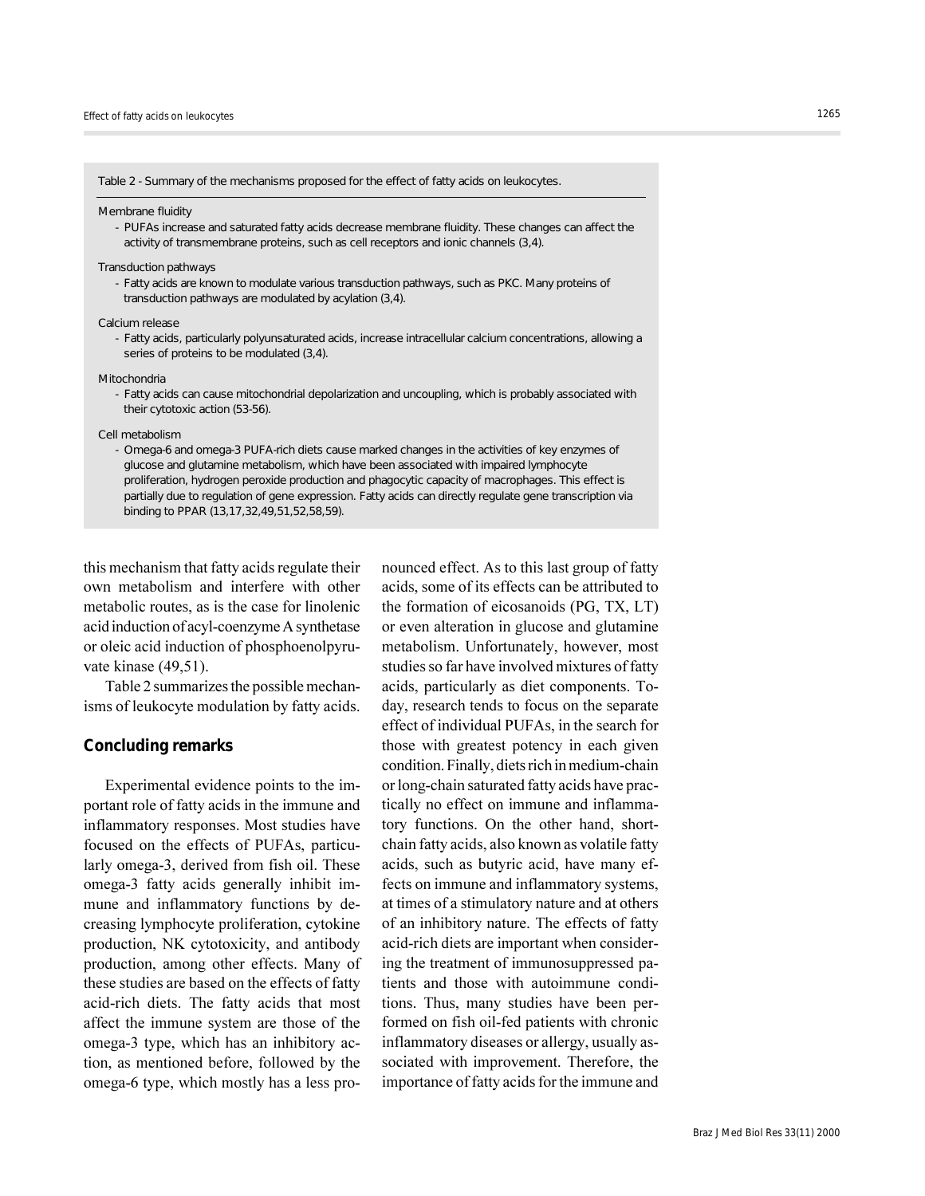Table 2 - Summary of the mechanisms proposed for the effect of fatty acids on leukocytes.

Membrane fluidity

- PUFAs increase and saturated fatty acids decrease membrane fluidity. These changes can affect the activity of transmembrane proteins, such as cell receptors and ionic channels (3,4).

Transduction pathways

- Fatty acids are known to modulate various transduction pathways, such as PKC. Many proteins of transduction pathways are modulated by acylation (3,4).

Calcium release

- Fatty acids, particularly polyunsaturated acids, increase intracellular calcium concentrations, allowing a series of proteins to be modulated (3,4).

Mitochondria

- Fatty acids can cause mitochondrial depolarization and uncoupling, which is probably associated with their cytotoxic action (53-56).

Cell metabolism

- Omega-6 and omega-3 PUFA-rich diets cause marked changes in the activities of key enzymes of glucose and glutamine metabolism, which have been associated with impaired lymphocyte proliferation, hydrogen peroxide production and phagocytic capacity of macrophages. This effect is partially due to regulation of gene expression. Fatty acids can directly regulate gene transcription via binding to PPAR (13,17,32,49,51,52,58,59).

this mechanism that fatty acids regulate their own metabolism and interfere with other metabolic routes, as is the case for linolenic acid induction of acyl-coenzyme A synthetase or oleic acid induction of phosphoenolpyruvate kinase (49,51).

Table 2 summarizes the possible mechanisms of leukocyte modulation by fatty acids.

## Concluding remarks

Experimental evidence points to the important role of fatty acids in the immune and inflammatory responses. Most studies have focused on the effects of PUFAs, particularly omega-3, derived from fish oil. These omega-3 fatty acids generally inhibit immune and inflammatory functions by decreasing lymphocyte proliferation, cytokine production, NK cytotoxicity, and antibody production, among other effects. Many of these studies are based on the effects of fatty acid-rich diets. The fatty acids that most affect the immune system are those of the omega-3 type, which has an inhibitory action, as mentioned before, followed by the omega-6 type, which mostly has a less pronounced effect. As to this last group of fatty acids, some of its effects can be attributed to the formation of eicosanoids (PG, TX, LT) or even alteration in glucose and glutamine metabolism. Unfortunately, however, most studies so far have involved mixtures of fatty acids, particularly as diet components. Today, research tends to focus on the separate effect of individual PUFAs, in the search for those with greatest potency in each given condition. Finally, diets rich in medium-chain or long-chain saturated fatty acids have practically no effect on immune and inflammatory functions. On the other hand, short-chain fatty acids, also known as volatile fatty acids, such as butyric acid, have many effects on immune and inflammatory systems, at times of a stimulatory nature and at others of an inhibitory nature. The effects of fatty acid-rich diets are important when considering the treatment of immunosuppressed patients and those with autoimmune conditions. Thus, many studies have been performed on fish oil-fed patients with chronic inflammatory diseases or allergy, usually associated with improvement. Therefore, the importance of fatty acids for the immune and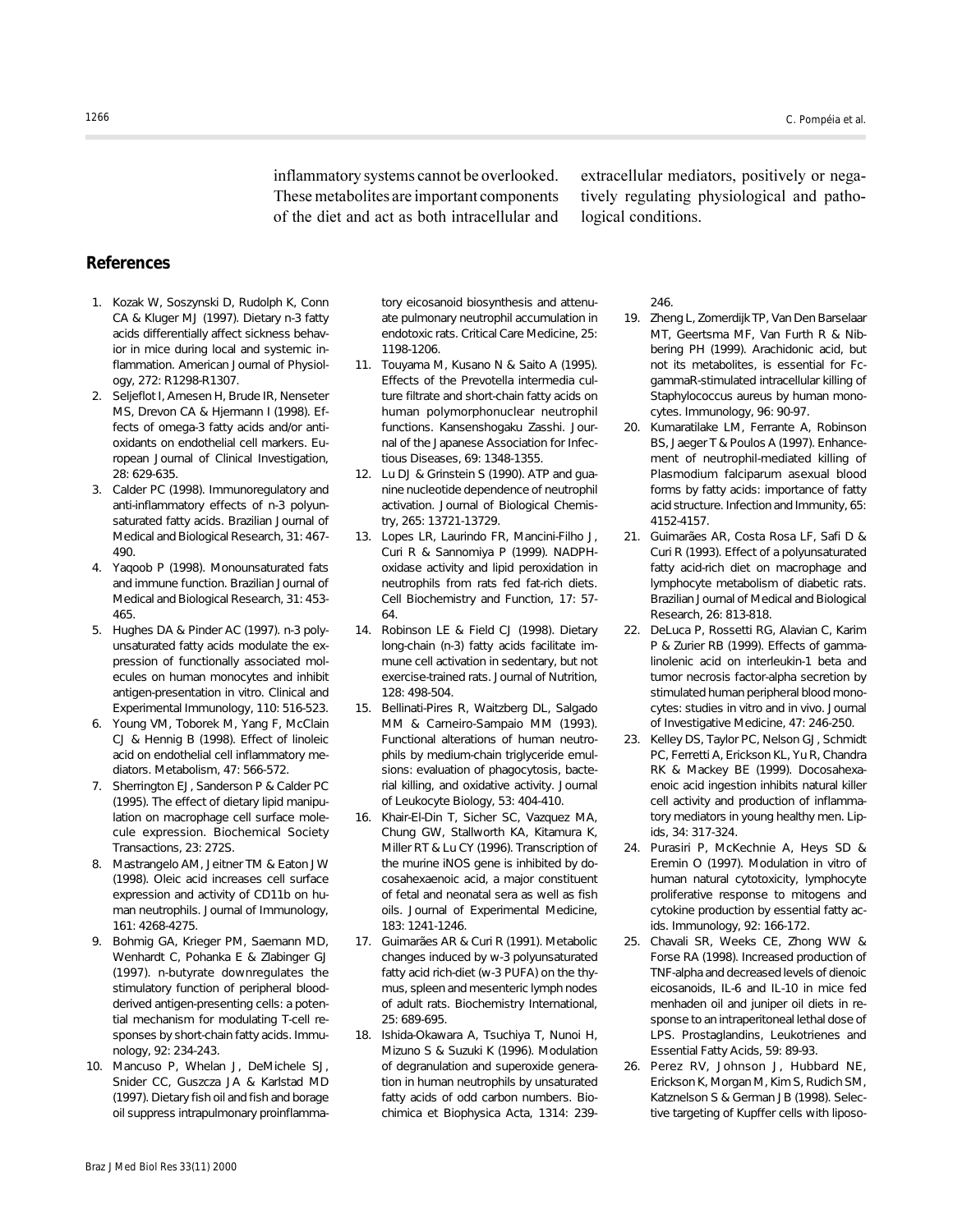inflammatory systems cannot be overlooked. These metabolites are important components of the diet and act as both intracellular and extracellular mediators, positively or negatively regulating physiological and pathological conditions.

## References

1. Kozak W, Soszynski D, Rudolph K, Conn CA & Kluger MJ (1997). Dietary n-3 fatty acids differentially affect sickness behavior in mice during local and systemic inflammation. American Journal of Physiology, 272: R1298-R1307.
2. Seljeflot I, Arnesen H, Brude IR, Nenseter MS, Drevon CA & Hjermann I (1998). Effects of omega-3 fatty acids and/or antioxidants on endothelial cell markers. European Journal of Clinical Investigation, 28: 629-635.
3. Calder PC (1998). Immunoregulatory and anti-inflammatory effects of n-3 polyunsaturated fatty acids. Brazilian Journal of Medical and Biological Research, 31: 467-490.
4. Yaqoob P (1998). Monounsaturated fats and immune function. Brazilian Journal of Medical and Biological Research, 31: 453-465.
5. Hughes DA & Pinder AC (1997). n-3 polyunsaturated fatty acids modulate the expression of functionally associated molecules on human monocytes and inhibit antigen-presentation in vitro. Clinical and Experimental Immunology, 110: 516-523.
6. Young VM, Toborek M, Yang F, McClain CJ & Hennig B (1998). Effect of linoleic acid on endothelial cell inflammatory mediators. Metabolism, 47: 566-572.
7. Sherrington EJ, Sanderson P & Calder PC (1995). The effect of dietary lipid manipulation on macrophage cell surface molecule expression. Biochemical Society Transactions, 23: 272S.
8. Mastrangelo AM, Jeitner TM & Eaton JW (1998). Oleic acid increases cell surface expression and activity of CD11b on human neutrophils. Journal of Immunology, 161: 4268-4275.
9. Bohmig GA, Krieger PM, Saemann MD, Wenhardt C, Pohanka E & Zlabinger GJ (1997). n-butyrate downregulates the stimulatory function of peripheral blood-derived antigen-presenting cells: a potential mechanism for modulating T-cell responses by short-chain fatty acids. Immunology, 92: 234-243.
10. Mancuso P, Whelan J, DeMichele SJ, Snider CC, Guszcza JA & Karlstad MD (1997). Dietary fish oil and fish and borage oil suppress intrapulmonary proinflammatory eicosanoid biosynthesis and attenuate pulmonary neutrophil accumulation in endotoxic rats. Critical Care Medicine, 25: 1198-1206.
11. Touyama M, Kusano N & Saito A (1995). Effects of the Prevotella intermedia culture filtrate and short-chain fatty acids on human polymorphonuclear neutrophil functions. Kansenshogaku Zasshi. Journal of the Japanese Association for Infectious Diseases, 69: 1348-1355.
12. Lu DJ & Grinstein S (1990). ATP and guanine nucleotide dependence of neutrophil activation. Journal of Biological Chemistry, 265: 13721-13729.
13. Lopes LR, Laurindo FR, Mancini-Filho J, Curi R & Sannomiya P (1999). NADPH-oxidase activity and lipid peroxidation in neutrophils from rats fed fat-rich diets. Cell Biochemistry and Function, 17: 57-64.
14. Robinson LE & Field CJ (1998). Dietary long-chain (n-3) fatty acids facilitate immune cell activation in sedentary, but not exercise-trained rats. Journal of Nutrition, 128: 498-504.
15. Bellinati-Pires R, Waitzberg DL, Salgado MM & Carneiro-Sampaio MM (1993). Functional alterations of human neutrophils by medium-chain triglyceride emulsions: evaluation of phagocytosis, bacterial killing, and oxidative activity. Journal of Leukocyte Biology, 53: 404-410.
16. Khair-El-Din T, Sicher SC, Vazquez MA, Chung GW, Stallworth KA, Kitamura K, Miller RT & Lu CY (1996). Transcription of the murine iNOS gene is inhibited by docosahexaenoic acid, a major constituent of fetal and neonatal sera as well as fish oils. Journal of Experimental Medicine, 183: 1241-1246.
17. Guimarães AR & Curi R (1991). Metabolic changes induced by w-3 polyunsaturated fatty acid rich-diet (w-3 PUFA) on the thymus, spleen and mesenteric lymph nodes of adult rats. Biochemistry International, 25: 689-695.
18. Ishida-Okawara A, Tsuchiya T, Nunoi H, Mizuno S & Suzuki K (1996). Modulation of degranulation and superoxide generation in human neutrophils by unsaturated fatty acids of odd carbon numbers. Biochimica et Biophysica Acta, 1314: 239-246.
19. Zheng L, Zomerdijk TP, Van Den Barselaar MT, Geertsma MF, Van Furth R & Nibbering PH (1999). Arachidonic acid, but not its metabolites, is essential for FcgammaR-stimulated intracellular killing of Staphylococcus aureus by human monocytes. Immunology, 96: 90-97.
20. Kumaratilake LM, Ferrante A, Robinson BS, Jaeger T & Poulos A (1997). Enhancement of neutrophil-mediated killing of Plasmodium falciparum asexual blood forms by fatty acids: importance of fatty acid structure. Infection and Immunity, 65: 4152-4157.
21. Guimarães AR, Costa Rosa LF, Safi D & Curi R (1993). Effect of a polyunsaturated fatty acid-rich diet on macrophage and lymphocyte metabolism of diabetic rats. Brazilian Journal of Medical and Biological Research, 26: 813-818.
22. DeLuca P, Rossetti RG, Alavian C, Karim P & Zurier RB (1999). Effects of gammalinolenic acid on interleukin-1 beta and tumor necrosis factor-alpha secretion by stimulated human peripheral blood monocytes: studies in vitro and in vivo. Journal of Investigative Medicine, 47: 246-250.
23. Kelley DS, Taylor PC, Nelson GJ, Schmidt PC, Ferretti A, Erickson KL, Yu R, Chandra RK & Mackey BE (1999). Docosahexaenoic acid ingestion inhibits natural killer cell activity and production of inflammatory mediators in young healthy men. Lipids, 34: 317-324.
24. Purasiri P, McKechnie A, Heys SD & Eremin O (1997). Modulation in vitro of human natural cytotoxicity, lymphocyte proliferative response to mitogens and cytokine production by essential fatty acids. Immunology, 92: 166-172.
25. Chavali SR, Weeks CE, Zhong WW & Forse RA (1998). Increased production of TNF-alpha and decreased levels of dienoic eicosanoids, IL-6 and IL-10 in mice fed menhaden oil and juniper oil diets in response to an intraperitoneal lethal dose of LPS. Prostaglandins, Leukotrienes and Essential Fatty Acids, 59: 89-93.
26. Perez RV, Johnson J, Hubbard NE, Erickson K, Morgan M, Kim S, Rudich SM, Katznelson S & German JB (1998). Selective targeting of Kupffer cells with liposo-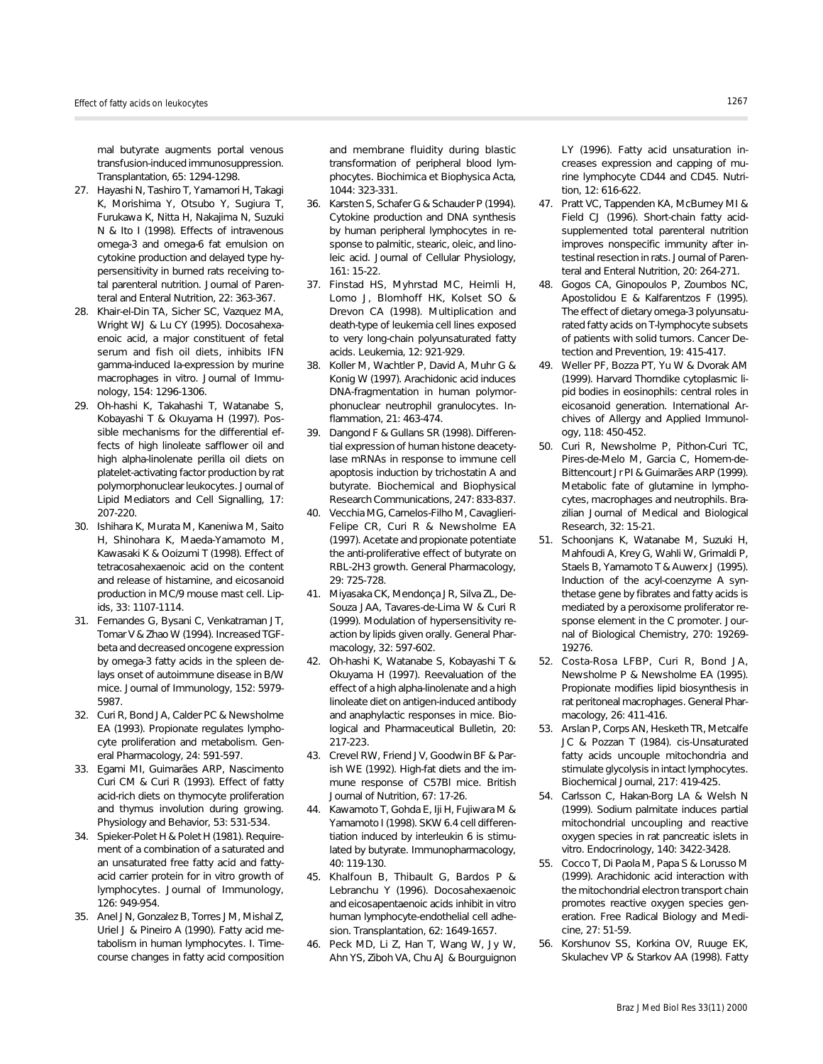mal butyrate augments portal venous transfusion-induced immunosuppression. Transplantation, 65: 1294-1298.

27. Hayashi N, Tashiro T, Yamamori H, Takagi K, Morishima Y, Otsubo Y, Sugiura T, Furukawa K, Nitta H, Nakajima N, Suzuki N & Ito I (1998). Effects of intravenous omega-3 and omega-6 fat emulsion on cytokine production and delayed type hypersensitivity in burned rats receiving total parenteral nutrition. Journal of Parenteral and Enteral Nutrition, 22: 363-367.
28. Khair-el-Din TA, Sicher SC, Vazquez MA, Wright WJ & Lu CY (1995). Docosahexaenoic acid, a major constituent of fetal serum and fish oil diets, inhibits IFN gamma-induced Ia-expression by murine macrophages in vitro. Journal of Immunology, 154: 1296-1306.
29. Oh-hashi K, Takahashi T, Watanabe S, Kobayashi T & Okuyama H (1997). Possible mechanisms for the differential effects of high linoleate safflower oil and high alpha-linolenate perilla oil diets on platelet-activating factor production by rat polymorphonuclear leukocytes. Journal of Lipid Mediators and Cell Signalling, 17: 207-220.
30. Ishihara K, Murata M, Kaneniwa M, Saito H, Shinohara K, Maeda-Yamamoto M, Kawasaki K & Ooizumi T (1998). Effect of tetracosahexaenoic acid on the content and release of histamine, and eicosanoid production in MC/9 mouse mast cell. Lipids, 33: 1107-1114.
31. Fernandes G, Bysani C, Venkatraman JT, Tomar V & Zhao W (1994). Increased TGF-beta and decreased oncogene expression by omega-3 fatty acids in the spleen delays onset of autoimmune disease in B/W mice. Journal of Immunology, 152: 5979-5987.
32. Curi R, Bond JA, Calder PC & Newsholme EA (1993). Propionate regulates lymphocyte proliferation and metabolism. General Pharmacology, 24: 591-597.
33. Egami MI, Guimarães ARP, Nascimento Curi CM & Curi R (1993). Effect of fatty acid-rich diets on thymocyte proliferation and thymus involution during growing. Physiology and Behavior, 53: 531-534.
34. Spieker-Polet H & Polet H (1981). Requirement of a combination of a saturated and an unsaturated free fatty acid and fatty-acid carrier protein for in vitro growth of lymphocytes. Journal of Immunology, 126: 949-954.
35. Anel JN, Gonzalez B, Torres JM, Mishal Z, Uriel J & Pineiro A (1990). Fatty acid metabolism in human lymphocytes. I. Time-course changes in fatty acid composition and membrane fluidity during blastic transformation of peripheral blood lymphocytes. Biochimica et Biophysica Acta, 1044: 323-331.
36. Karsten S, Schafer G & Schauder P (1994). Cytokine production and DNA synthesis by human peripheral lymphocytes in response to palmitic, stearic, oleic, and linoleic acid. Journal of Cellular Physiology, 161: 15-22.
37. Finstad HS, Myhrstad MC, Heimli H, Lomo J, Blomhoff HK, Kolset SO & Drevon CA (1998). Multiplication and death-type of leukemia cell lines exposed to very long-chain polyunsaturated fatty acids. Leukemia, 12: 921-929.
38. Koller M, Wachtler P, David A, Muhr G & Konig W (1997). Arachidonic acid induces DNA-fragmentation in human polymorphonuclear neutrophil granulocytes. Inflammation, 21: 463-474.
39. Dangond F & Gullans SR (1998). Differential expression of human histone deacetylase mRNAs in response to immune cell apoptosis induction by trichostatin A and butyrate. Biochemical and Biophysical Research Communications, 247: 833-837.
40. Vecchia MG, Carnelos-Filho M, Cavaglieri-Felipe CR, Curi R & Newsholme EA (1997). Acetate and propionate potentiate the anti-proliferative effect of butyrate on RBL-2H3 growth. General Pharmacology, 29: 725-728.
41. Miyasaka CK, Mendonça JR, Silva ZL, De-Souza JAA, Tavares-de-Lima W & Curi R (1999). Modulation of hypersensitivity reaction by lipids given orally. General Pharmacology, 32: 597-602.
42. Oh-hashi K, Watanabe S, Kobayashi T & Okuyama H (1997). Reevaluation of the effect of a high alpha-linolenate and a high linoleate diet on antigen-induced antibody and anaphylactic responses in mice. Biological and Pharmaceutical Bulletin, 20: 217-223.
43. Crevel RW, Friend JV, Goodwin BF & Parish WE (1992). High-fat diets and the immune response of C57Bl mice. British Journal of Nutrition, 67: 17-26.
44. Kawamoto T, Gohda E, Iji H, Fujiwara M & Yamamoto I (1998). SKW 6.4 cell differentiation induced by interleukin 6 is stimulated by butyrate. Immunopharmacology, 40: 119-130.
45. Khalfoun B, Thibault G, Bardos P & Lebranchu Y (1996). Docosahexaenoic and eicosapentaenoic acids inhibit in vitro human lymphocyte-endothelial cell adhesion. Transplantation, 62: 1649-1657.
46. Peck MD, Li Z, Han T, Wang W, Jy W, Ahn YS, Ziboh VA, Chu AJ & Bourguignon LY (1996). Fatty acid unsaturation increases expression and capping of murine lymphocyte CD44 and CD45. Nutrition, 12: 616-622.
47. Pratt VC, Tappenden KA, McBurney MI & Field CJ (1996). Short-chain fatty acid-supplemented total parenteral nutrition improves nonspecific immunity after intestinal resection in rats. Journal of Parenteral and Enteral Nutrition, 20: 264-271.
48. Gogos CA, Ginopoulos P, Zoumbos NC, Apostolidou E & Kalfarentzos F (1995). The effect of dietary omega-3 polyunsaturated fatty acids on T-lymphocyte subsets of patients with solid tumors. Cancer Detection and Prevention, 19: 415-417.
49. Weller PF, Bozza PT, Yu W & Dvorak AM (1999). Harvard Thorndike cytoplasmic lipid bodies in eosinophils: central roles in eicosanoid generation. International Archives of Allergy and Applied Immunology, 118: 450-452.
50. Curi R, Newsholme P, Pithon-Curi TC, Pires-de-Melo M, Garcia C, Homem-de-Bittencourt Jr PI & Guimarães ARP (1999). Metabolic fate of glutamine in lymphocytes, macrophages and neutrophils. Brazilian Journal of Medical and Biological Research, 32: 15-21.
51. Schoonjans K, Watanabe M, Suzuki H, Mahfoudi A, Krey G, Wahli W, Grimaldi P, Staels B, Yamamoto T & Auwerx J (1995). Induction of the acyl-coenzyme A synthetase gene by fibrates and fatty acids is mediated by a peroxisome proliferator response element in the C promoter. Journal of Biological Chemistry, 270: 19269-19276.
52. Costa-Rosa LFBP, Curi R, Bond JA, Newsholme P & Newsholme EA (1995). Propionate modifies lipid biosynthesis in rat peritoneal macrophages. General Pharmacology, 26: 411-416.
53. Arslan P, Corps AN, Hesketh TR, Metcalfe JC & Pozzan T (1984). cis-Unsaturated fatty acids uncouple mitochondria and stimulate glycolysis in intact lymphocytes. Biochemical Journal, 217: 419-425.
54. Carlsson C, Hakan-Borg LA & Welsh N (1999). Sodium palmitate induces partial mitochondrial uncoupling and reactive oxygen species in rat pancreatic islets in vitro. Endocrinology, 140: 3422-3428.
55. Cocco T, Di Paola M, Papa S & Lorusso M (1999). Arachidonic acid interaction with the mitochondrial electron transport chain promotes reactive oxygen species generation. Free Radical Biology and Medicine, 27: 51-59.
56. Korshunov SS, Korkina OV, Ruuge EK, Skulachev VP & Starkov AA (1998). Fatty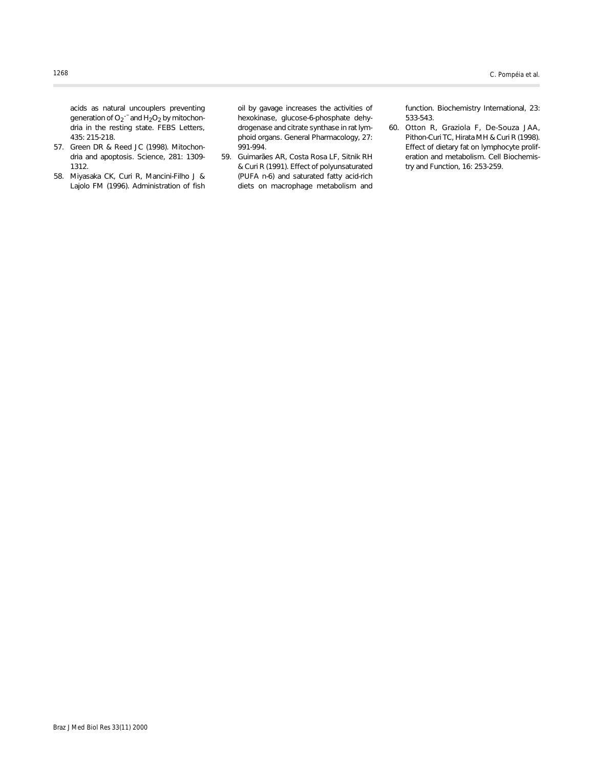acids as natural uncouplers preventing generation of $O_2^{\cdot -}$ and $H_2O_2$ by mitochondria in the resting state. FEBS Letters, 435: 215-218.

57. Green DR & Reed JC (1998). Mitochondria and apoptosis. Science, 281: 1309-1312.
58. Miyasaka CK, Curi R, Mancini-Filho J & Lajolo FM (1996). Administration of fish oil by gavage increases the activities of hexokinase, glucose-6-phosphate dehydrogenase and citrate synthase in rat lymphoid organs. General Pharmacology, 27: 991-994.
59. Guimarães AR, Costa Rosa LF, Sitnik RH & Curi R (1991). Effect of polyunsaturated (PUFA n-6) and saturated fatty acid-rich diets on macrophage metabolism and function. Biochemistry International, 23: 533-543.
60. Otton R, Graziola F, De-Souza JAA, Pithon-Curi TC, Hirata MH & Curi R (1998). Effect of dietary fat on lymphocyte proliferation and metabolism. Cell Biochemistry and Function, 16: 253-259.